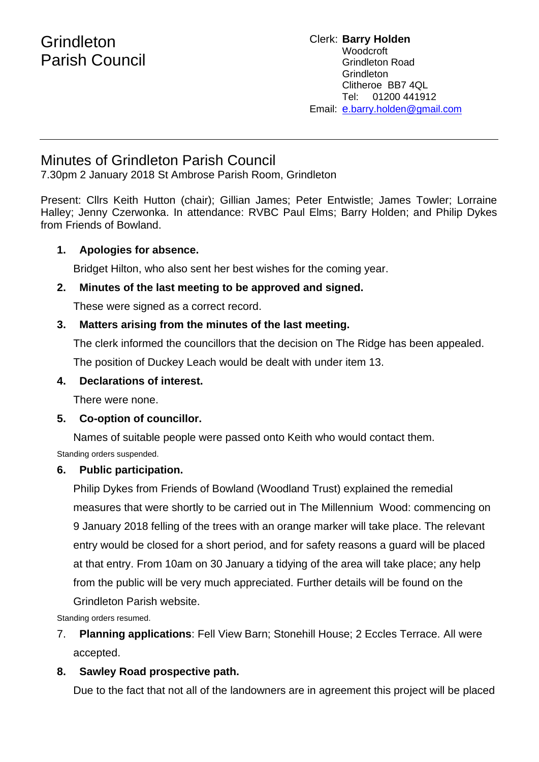# Grindleton Parish Council

Clerk: **Barry Holden**
Woodcroft
Grindleton Road
Grindleton
Clitheroe BB7 4QL
Tel: 01200 441912
Email: e.barry.holden@gmail.com

---

## Minutes of Grindleton Parish Council

7.30pm 2 January 2018 St Ambrose Parish Room, Grindleton

Present: Cllrs Keith Hutton (chair); Gillian James; Peter Entwistle; James Towler; Lorraine Halley; Jenny Czerwonka. In attendance: RVBC Paul Elms; Barry Holden; and Philip Dykes from Friends of Bowland.

1. **Apologies for absence.**

   Bridget Hilton, who also sent her best wishes for the coming year.

2. **Minutes of the last meeting to be approved and signed.**

   These were signed as a correct record.

3. **Matters arising from the minutes of the last meeting.**

   The clerk informed the councillors that the decision on The Ridge has been appealed.

   The position of Duckey Leach would be dealt with under item 13.

4. **Declarations of interest.**

   There were none.

5. **Co-option of councillor.**

   Names of suitable people were passed onto Keith who would contact them.

Standing orders suspended.

6. **Public participation.**

   Philip Dykes from Friends of Bowland (Woodland Trust) explained the remedial measures that were shortly to be carried out in The Millennium Wood: commencing on 9 January 2018 felling of the trees with an orange marker will take place. The relevant entry would be closed for a short period, and for safety reasons a guard will be placed at that entry. From 10am on 30 January a tidying of the area will take place; any help from the public will be very much appreciated. Further details will be found on the Grindleton Parish website.

Standing orders resumed.

7. **Planning applications**: Fell View Barn; Stonehill House; 2 Eccles Terrace. All were accepted.

8. **Sawley Road prospective path.**

   Due to the fact that not all of the landowners are in agreement this project will be placed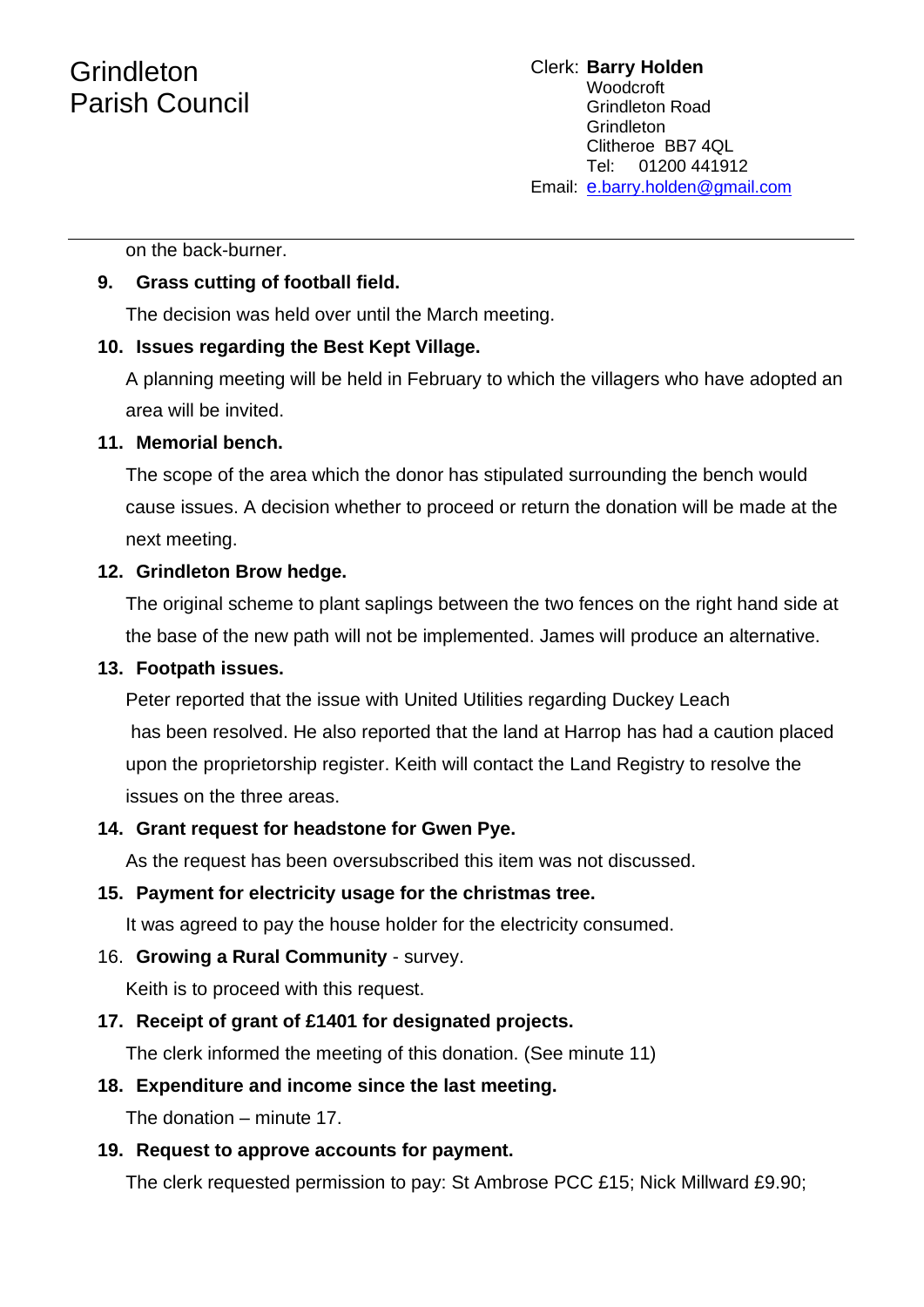on the back-burner.

**9. Grass cutting of football field.**

The decision was held over until the March meeting.

**10. Issues regarding the Best Kept Village.**

A planning meeting will be held in February to which the villagers who have adopted an area will be invited.

**11. Memorial bench.**

The scope of the area which the donor has stipulated surrounding the bench would cause issues. A decision whether to proceed or return the donation will be made at the next meeting.

**12. Grindleton Brow hedge.**

The original scheme to plant saplings between the two fences on the right hand side at the base of the new path will not be implemented. James will produce an alternative.

**13. Footpath issues.**

Peter reported that the issue with United Utilities regarding Duckey Leach has been resolved. He also reported that the land at Harrop has had a caution placed upon the proprietorship register. Keith will contact the Land Registry to resolve the issues on the three areas.

**14. Grant request for headstone for Gwen Pye.**

As the request has been oversubscribed this item was not discussed.

**15. Payment for electricity usage for the christmas tree.**

It was agreed to pay the house holder for the electricity consumed.

16. **Growing a Rural Community** - survey.

Keith is to proceed with this request.

**17. Receipt of grant of £1401 for designated projects.**

The clerk informed the meeting of this donation. (See minute 11)

**18. Expenditure and income since the last meeting.**

The donation – minute 17.

**19. Request to approve accounts for payment.**

The clerk requested permission to pay: St Ambrose PCC £15; Nick Millward £9.90;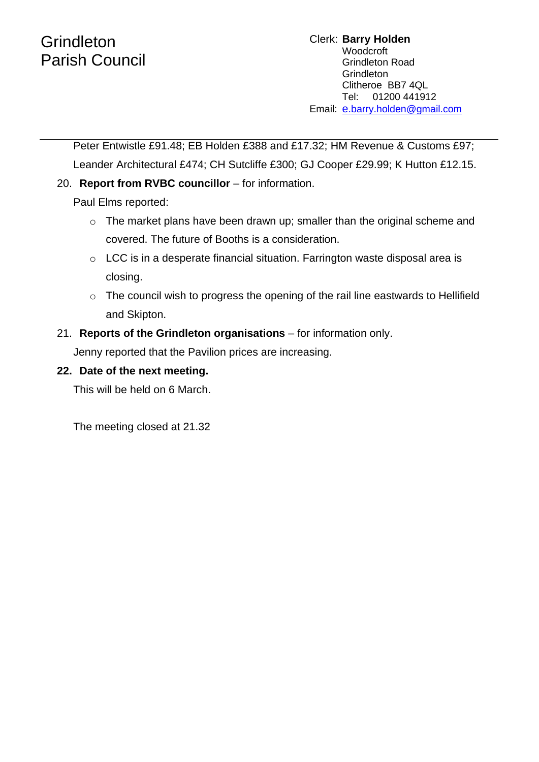Peter Entwistle £91.48; EB Holden £388 and £17.32; HM Revenue & Customs £97; Leander Architectural £474; CH Sutcliffe £300; GJ Cooper £29.99; K Hutton £12.15.

20. **Report from RVBC councillor** – for information.

    Paul Elms reported:

    - The market plans have been drawn up; smaller than the original scheme and covered. The future of Booths is a consideration.
    - LCC is in a desperate financial situation. Farrington waste disposal area is closing.
    - The council wish to progress the opening of the rail line eastwards to Hellifield and Skipton.

21. **Reports of the Grindleton organisations** – for information only.

    Jenny reported that the Pavilion prices are increasing.

22. **Date of the next meeting.**

    This will be held on 6 March.

The meeting closed at 21.32